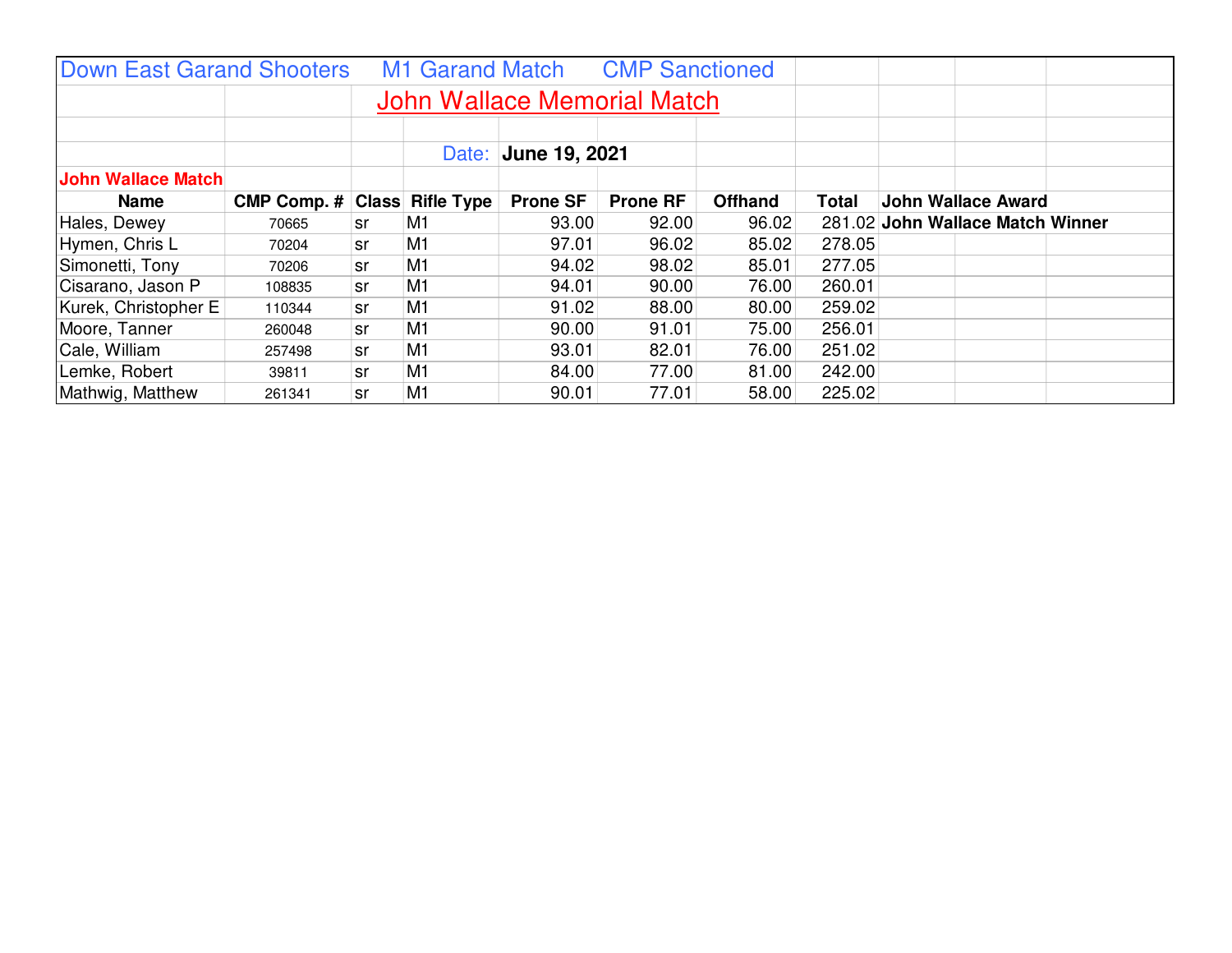Down East Garand Shooters M1 Garand Match CMP Sanctioned

# John Wallace Memorial Match

Date: **June 19, 2021**

**John Wallace Match**

| Name | CMP Comp. # | Class | Rifle Type | Prone SF | Prone RF | Offhand | Total | John Wallace Award |
|---|---|---|---|---|---|---|---|---|
| Hales, Dewey | 70665 | sr | M1 | 93.00 | 92.00 | 96.02 | 281.02 | **John Wallace Match Winner** |
| Hymen, Chris L | 70204 | sr | M1 | 97.01 | 96.02 | 85.02 | 278.05 | |
| Simonetti, Tony | 70206 | sr | M1 | 94.02 | 98.02 | 85.01 | 277.05 | |
| Cisarano, Jason P | 108835 | sr | M1 | 94.01 | 90.00 | 76.00 | 260.01 | |
| Kurek, Christopher E | 110344 | sr | M1 | 91.02 | 88.00 | 80.00 | 259.02 | |
| Moore, Tanner | 260048 | sr | M1 | 90.00 | 91.01 | 75.00 | 256.01 | |
| Cale, William | 257498 | sr | M1 | 93.01 | 82.01 | 76.00 | 251.02 | |
| Lemke, Robert | 39811 | sr | M1 | 84.00 | 77.00 | 81.00 | 242.00 | |
| Mathwig, Matthew | 261341 | sr | M1 | 90.01 | 77.01 | 58.00 | 225.02 | |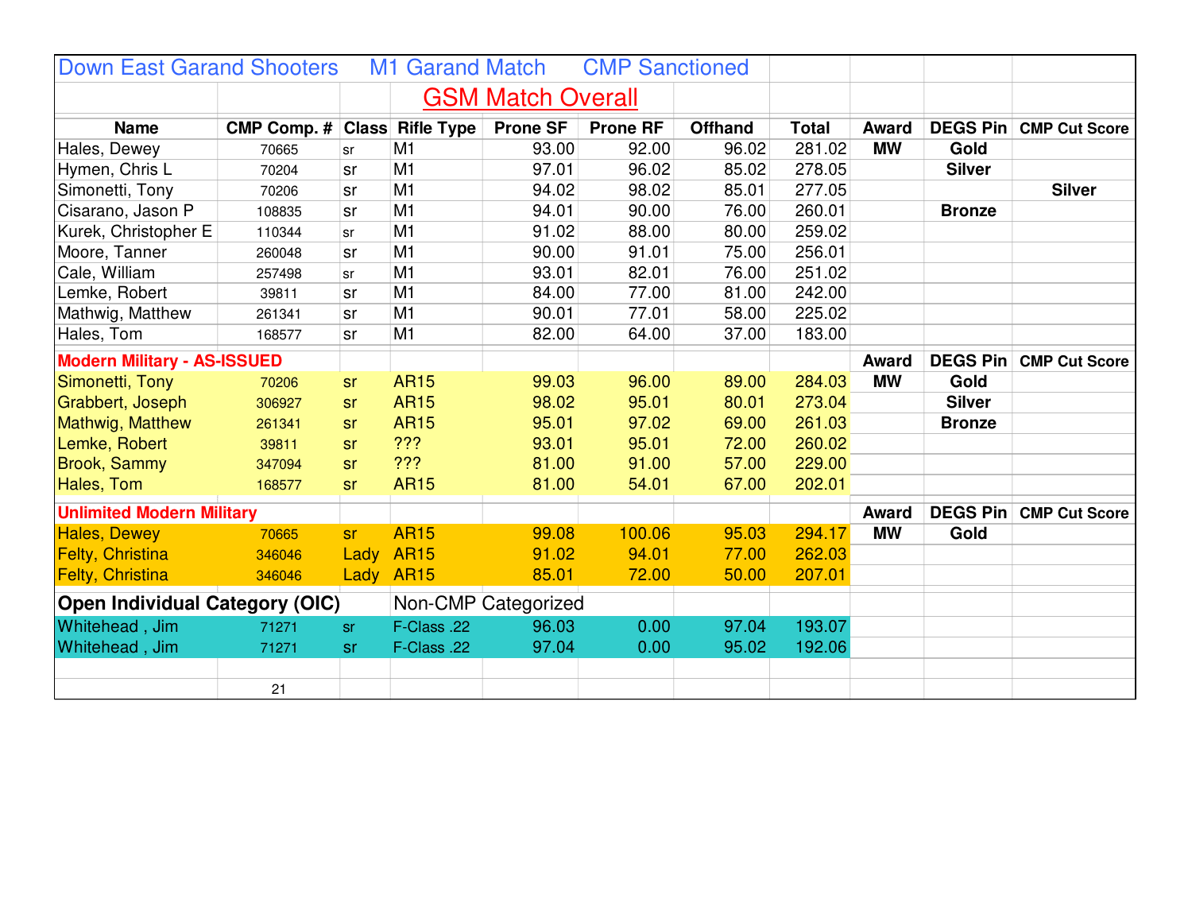Down East Garand Shooters   M1 Garand Match   CMP Sanctioned

## GSM Match Overall

| Name | CMP Comp. # | Class | Rifle Type | Prone SF | Prone RF | Offhand | Total | Award | DEGS Pin | CMP Cut Score |
|---|---|---|---|---|---|---|---|---|---|---|
| Hales, Dewey | 70665 | sr | M1 | 93.00 | 92.00 | 96.02 | 281.02 | MW | Gold | |
| Hymen, Chris L | 70204 | sr | M1 | 97.01 | 96.02 | 85.02 | 278.05 | | Silver | |
| Simonetti, Tony | 70206 | sr | M1 | 94.02 | 98.02 | 85.01 | 277.05 | | | Silver |
| Cisarano, Jason P | 108835 | sr | M1 | 94.01 | 90.00 | 76.00 | 260.01 | | Bronze | |
| Kurek, Christopher E | 110344 | sr | M1 | 91.02 | 88.00 | 80.00 | 259.02 | | | |
| Moore, Tanner | 260048 | sr | M1 | 90.00 | 91.01 | 75.00 | 256.01 | | | |
| Cale, William | 257498 | sr | M1 | 93.01 | 82.01 | 76.00 | 251.02 | | | |
| Lemke, Robert | 39811 | sr | M1 | 84.00 | 77.00 | 81.00 | 242.00 | | | |
| Mathwig, Matthew | 261341 | sr | M1 | 90.01 | 77.01 | 58.00 | 225.02 | | | |
| Hales, Tom | 168577 | sr | M1 | 82.00 | 64.00 | 37.00 | 183.00 | | | |
| **Modern Military - AS-ISSUED** | | | | | | | | **Award** | **DEGS Pin** | **CMP Cut Score** |
| Simonetti, Tony | 70206 | sr | AR15 | 99.03 | 96.00 | 89.00 | 284.03 | MW | Gold | |
| Grabbert, Joseph | 306927 | sr | AR15 | 98.02 | 95.01 | 80.01 | 273.04 | | Silver | |
| Mathwig, Matthew | 261341 | sr | AR15 | 95.01 | 97.02 | 69.00 | 261.03 | | Bronze | |
| Lemke, Robert | 39811 | sr | ??? | 93.01 | 95.01 | 72.00 | 260.02 | | | |
| Brook, Sammy | 347094 | sr | ??? | 81.00 | 91.00 | 57.00 | 229.00 | | | |
| Hales, Tom | 168577 | sr | AR15 | 81.00 | 54.01 | 67.00 | 202.01 | | | |
| **Unlimited Modern Military** | | | | | | | | **Award** | **DEGS Pin** | **CMP Cut Score** |
| Hales, Dewey | 70665 | sr | AR15 | 99.08 | 100.06 | 95.03 | 294.17 | MW | Gold | |
| Felty, Christina | 346046 | Lady | AR15 | 91.02 | 94.01 | 77.00 | 262.03 | | | |
| Felty, Christina | 346046 | Lady | AR15 | 85.01 | 72.00 | 50.00 | 207.01 | | | |
| **Open Individual Category (OIC)** | | | Non-CMP Categorized | | | | | | | |
| Whitehead , Jim | 71271 | sr | F-Class .22 | 96.03 | 0.00 | 97.04 | 193.07 | | | |
| Whitehead , Jim | 71271 | sr | F-Class .22 | 97.04 | 0.00 | 95.02 | 192.06 | | | |
| | 21 | | | | | | | | | |